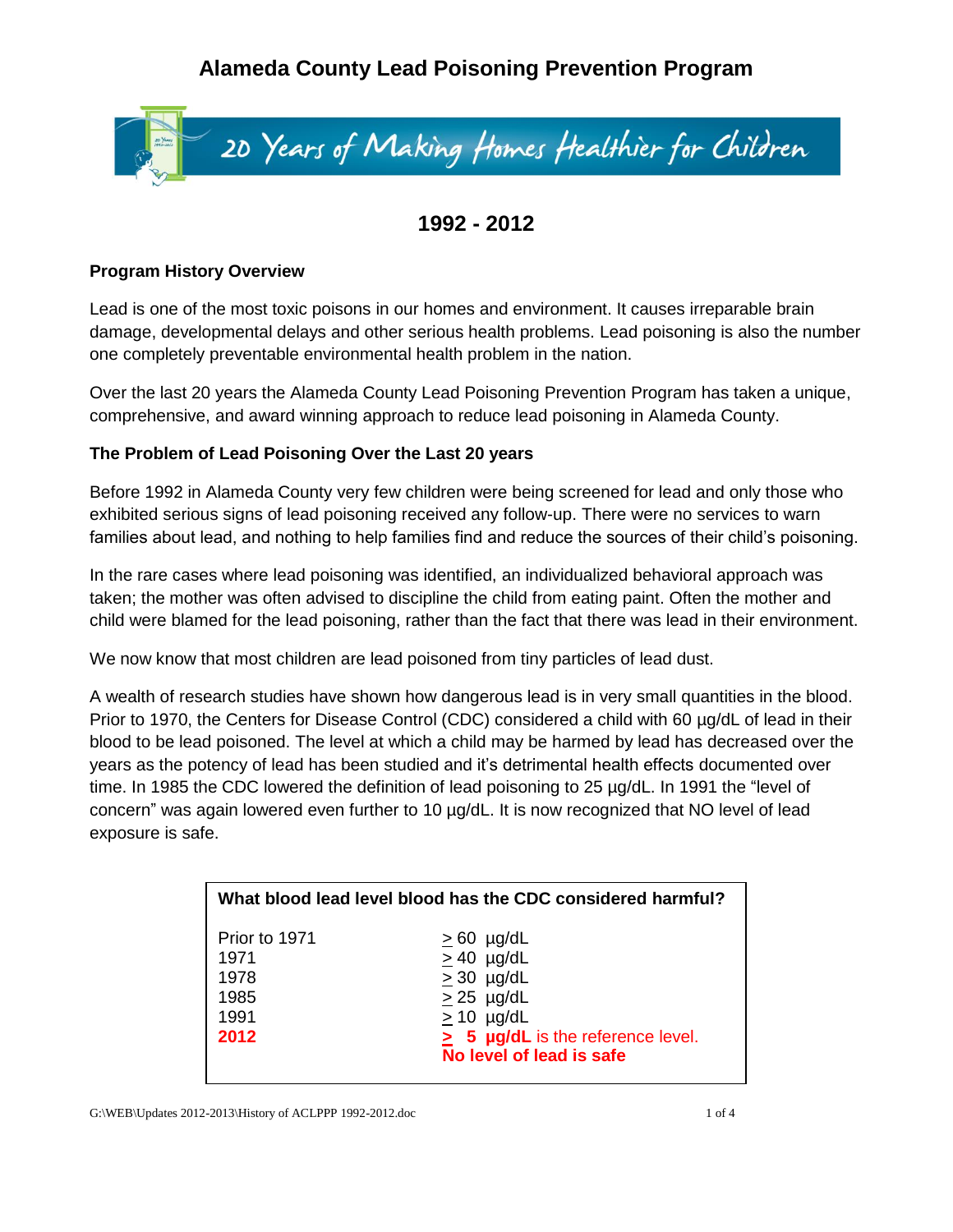# Alameda County Lead Poisoning Prevention Program

20 Years of Making Homes Healthier for Children

## 1992 - 2012

### Program History Overview

Lead is one of the most toxic poisons in our homes and environment. It causes irreparable brain damage, developmental delays and other serious health problems. Lead poisoning is also the number one completely preventable environmental health problem in the nation.

Over the last 20 years the Alameda County Lead Poisoning Prevention Program has taken a unique, comprehensive, and award winning approach to reduce lead poisoning in Alameda County.

### The Problem of Lead Poisoning Over the Last 20 years

Before 1992 in Alameda County very few children were being screened for lead and only those who exhibited serious signs of lead poisoning received any follow-up. There were no services to warn families about lead, and nothing to help families find and reduce the sources of their child's poisoning.

In the rare cases where lead poisoning was identified, an individualized behavioral approach was taken; the mother was often advised to discipline the child from eating paint. Often the mother and child were blamed for the lead poisoning, rather than the fact that there was lead in their environment.

We now know that most children are lead poisoned from tiny particles of lead dust.

A wealth of research studies have shown how dangerous lead is in very small quantities in the blood. Prior to 1970, the Centers for Disease Control (CDC) considered a child with 60 µg/dL of lead in their blood to be lead poisoned. The level at which a child may be harmed by lead has decreased over the years as the potency of lead has been studied and it's detrimental health effects documented over time. In 1985 the CDC lowered the definition of lead poisoning to 25 µg/dL. In 1991 the "level of concern" was again lowered even further to 10 µg/dL. It is now recognized that NO level of lead exposure is safe.

| What blood lead level blood has the CDC considered harmful? | |
|---|---|
| Prior to 1971 | ≥ 60 µg/dL |
| 1971 | ≥ 40 µg/dL |
| 1978 | ≥ 30 µg/dL |
| 1985 | ≥ 25 µg/dL |
| 1991 | ≥ 10 µg/dL |
| **2012** | **≥ 5 µg/dL** is the reference level. **No level of lead is safe** |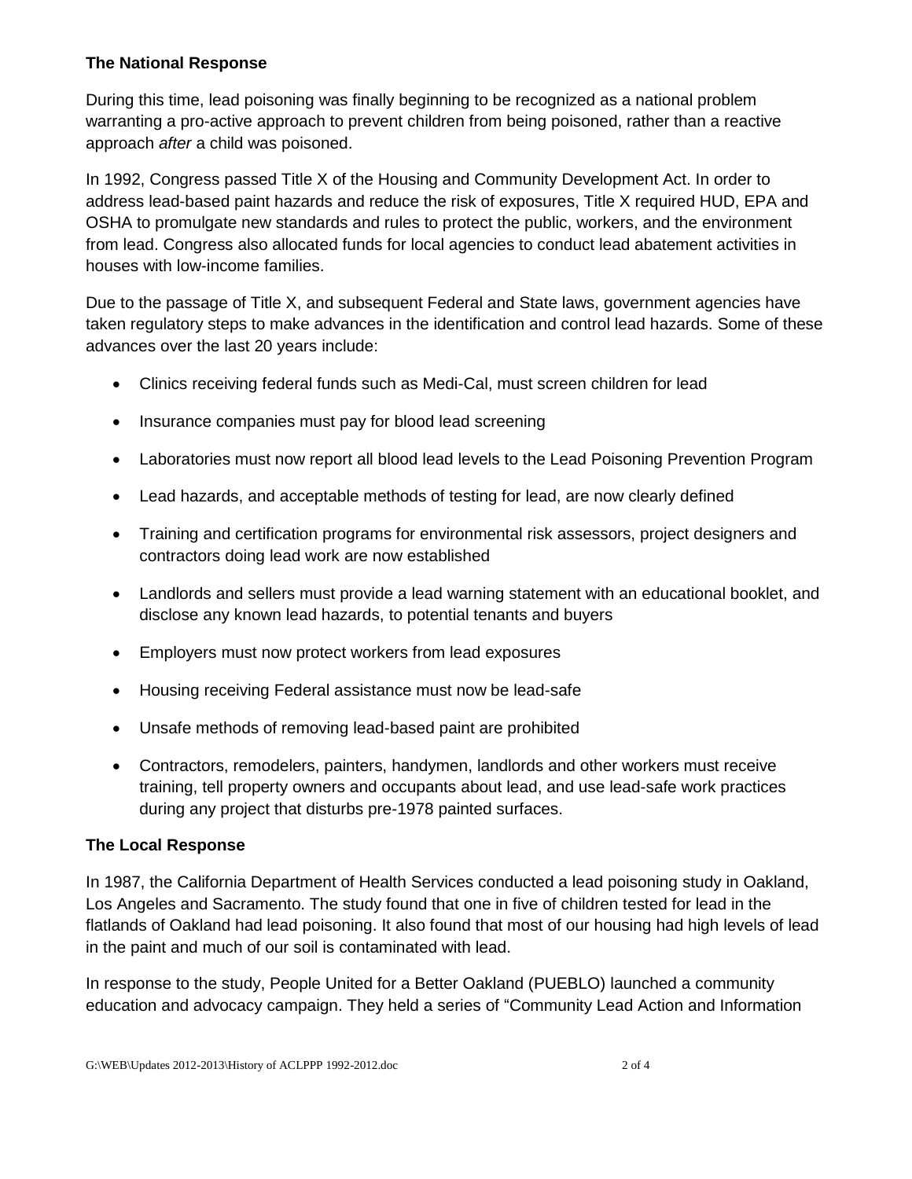**The National Response**

During this time, lead poisoning was finally beginning to be recognized as a national problem warranting a pro-active approach to prevent children from being poisoned, rather than a reactive approach *after* a child was poisoned.

In 1992, Congress passed Title X of the Housing and Community Development Act. In order to address lead-based paint hazards and reduce the risk of exposures, Title X required HUD, EPA and OSHA to promulgate new standards and rules to protect the public, workers, and the environment from lead. Congress also allocated funds for local agencies to conduct lead abatement activities in houses with low-income families.

Due to the passage of Title X, and subsequent Federal and State laws, government agencies have taken regulatory steps to make advances in the identification and control lead hazards. Some of these advances over the last 20 years include:

- Clinics receiving federal funds such as Medi-Cal, must screen children for lead
- Insurance companies must pay for blood lead screening
- Laboratories must now report all blood lead levels to the Lead Poisoning Prevention Program
- Lead hazards, and acceptable methods of testing for lead, are now clearly defined
- Training and certification programs for environmental risk assessors, project designers and contractors doing lead work are now established
- Landlords and sellers must provide a lead warning statement with an educational booklet, and disclose any known lead hazards, to potential tenants and buyers
- Employers must now protect workers from lead exposures
- Housing receiving Federal assistance must now be lead-safe
- Unsafe methods of removing lead-based paint are prohibited
- Contractors, remodelers, painters, handymen, landlords and other workers must receive training, tell property owners and occupants about lead, and use lead-safe work practices during any project that disturbs pre-1978 painted surfaces.

**The Local Response**

In 1987, the California Department of Health Services conducted a lead poisoning study in Oakland, Los Angeles and Sacramento. The study found that one in five of children tested for lead in the flatlands of Oakland had lead poisoning. It also found that most of our housing had high levels of lead in the paint and much of our soil is contaminated with lead.

In response to the study, People United for a Better Oakland (PUEBLO) launched a community education and advocacy campaign. They held a series of "Community Lead Action and Information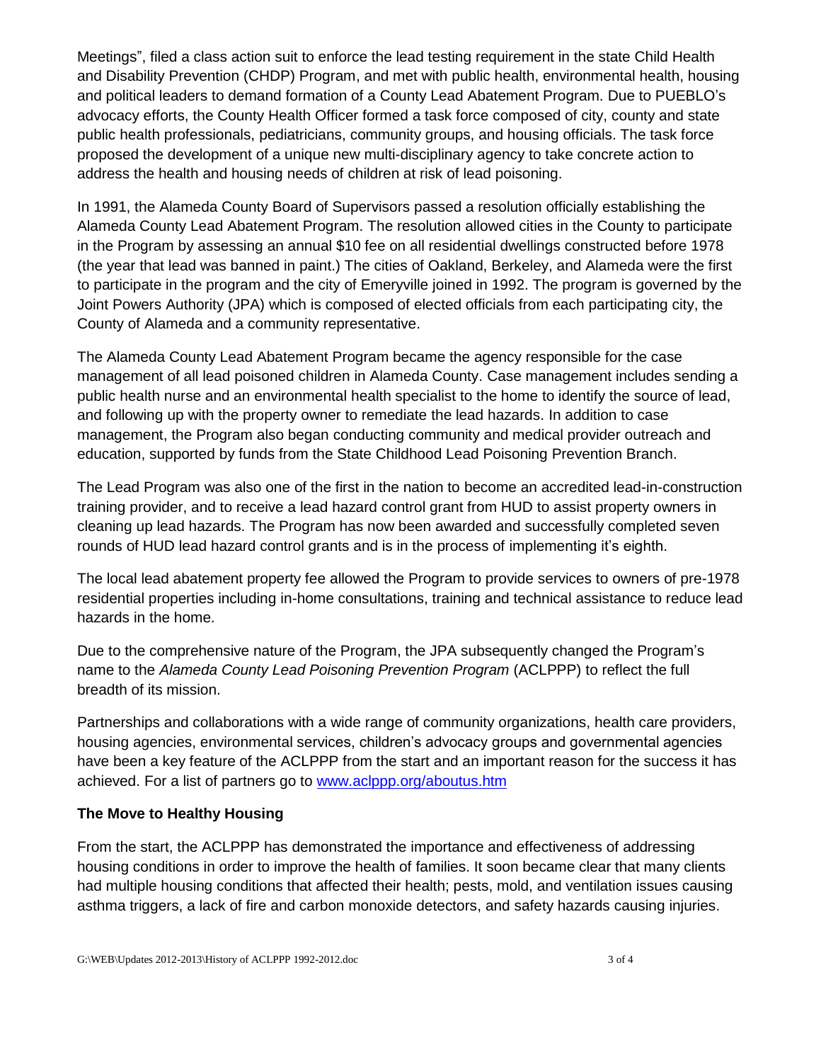Meetings", filed a class action suit to enforce the lead testing requirement in the state Child Health and Disability Prevention (CHDP) Program, and met with public health, environmental health, housing and political leaders to demand formation of a County Lead Abatement Program. Due to PUEBLO's advocacy efforts, the County Health Officer formed a task force composed of city, county and state public health professionals, pediatricians, community groups, and housing officials. The task force proposed the development of a unique new multi-disciplinary agency to take concrete action to address the health and housing needs of children at risk of lead poisoning.

In 1991, the Alameda County Board of Supervisors passed a resolution officially establishing the Alameda County Lead Abatement Program. The resolution allowed cities in the County to participate in the Program by assessing an annual $10 fee on all residential dwellings constructed before 1978 (the year that lead was banned in paint.) The cities of Oakland, Berkeley, and Alameda were the first to participate in the program and the city of Emeryville joined in 1992. The program is governed by the Joint Powers Authority (JPA) which is composed of elected officials from each participating city, the County of Alameda and a community representative.

The Alameda County Lead Abatement Program became the agency responsible for the case management of all lead poisoned children in Alameda County. Case management includes sending a public health nurse and an environmental health specialist to the home to identify the source of lead, and following up with the property owner to remediate the lead hazards. In addition to case management, the Program also began conducting community and medical provider outreach and education, supported by funds from the State Childhood Lead Poisoning Prevention Branch.

The Lead Program was also one of the first in the nation to become an accredited lead-in-construction training provider, and to receive a lead hazard control grant from HUD to assist property owners in cleaning up lead hazards. The Program has now been awarded and successfully completed seven rounds of HUD lead hazard control grants and is in the process of implementing it's eighth.

The local lead abatement property fee allowed the Program to provide services to owners of pre-1978 residential properties including in-home consultations, training and technical assistance to reduce lead hazards in the home.

Due to the comprehensive nature of the Program, the JPA subsequently changed the Program's name to the *Alameda County Lead Poisoning Prevention Program* (ACLPPP) to reflect the full breadth of its mission.

Partnerships and collaborations with a wide range of community organizations, health care providers, housing agencies, environmental services, children's advocacy groups and governmental agencies have been a key feature of the ACLPPP from the start and an important reason for the success it has achieved. For a list of partners go to [www.aclppp.org/aboutus.htm](www.aclppp.org/aboutus.htm)

**The Move to Healthy Housing**

From the start, the ACLPPP has demonstrated the importance and effectiveness of addressing housing conditions in order to improve the health of families. It soon became clear that many clients had multiple housing conditions that affected their health; pests, mold, and ventilation issues causing asthma triggers, a lack of fire and carbon monoxide detectors, and safety hazards causing injuries.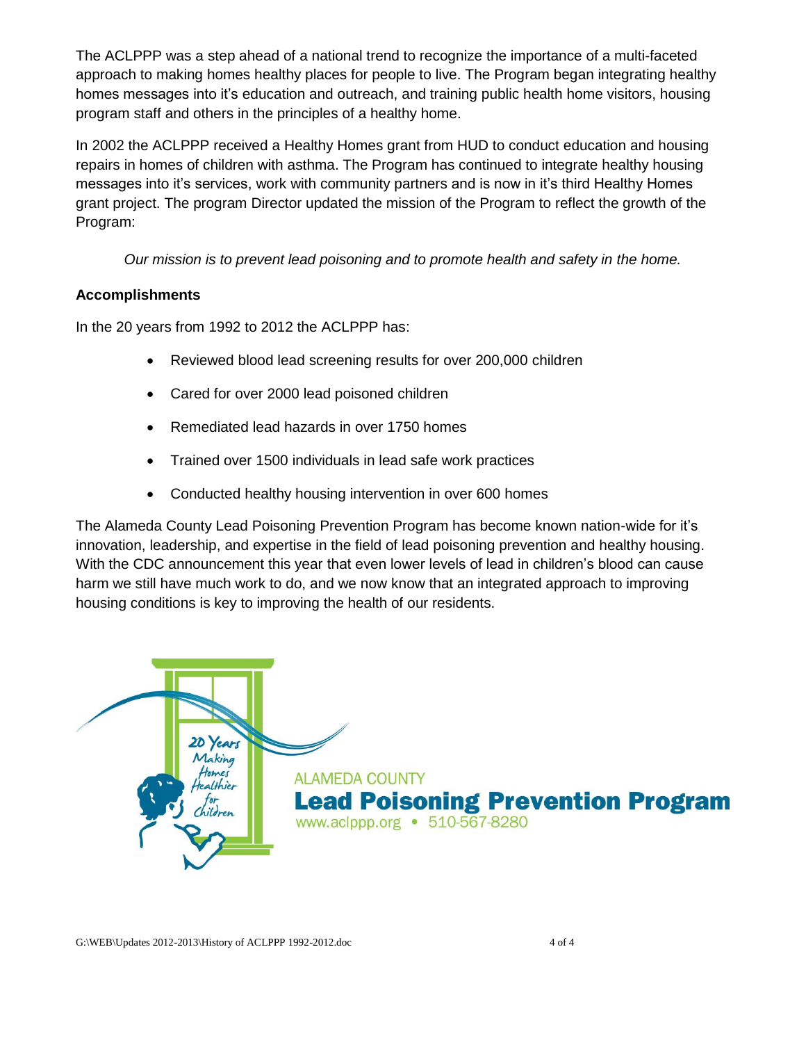The ACLPPP was a step ahead of a national trend to recognize the importance of a multi-faceted approach to making homes healthy places for people to live. The Program began integrating healthy homes messages into it's education and outreach, and training public health home visitors, housing program staff and others in the principles of a healthy home.

In 2002 the ACLPPP received a Healthy Homes grant from HUD to conduct education and housing repairs in homes of children with asthma. The Program has continued to integrate healthy housing messages into it's services, work with community partners and is now in it's third Healthy Homes grant project. The program Director updated the mission of the Program to reflect the growth of the Program:

*Our mission is to prevent lead poisoning and to promote health and safety in the home.*

**Accomplishments**

In the 20 years from 1992 to 2012 the ACLPPP has:

- Reviewed blood lead screening results for over 200,000 children
- Cared for over 2000 lead poisoned children
- Remediated lead hazards in over 1750 homes
- Trained over 1500 individuals in lead safe work practices
- Conducted healthy housing intervention in over 600 homes

The Alameda County Lead Poisoning Prevention Program has become known nation-wide for it's innovation, leadership, and expertise in the field of lead poisoning prevention and healthy housing. With the CDC announcement this year that even lower levels of lead in children's blood can cause harm we still have much work to do, and we now know that an integrated approach to improving housing conditions is key to improving the health of our residents.

20 Years Making Homes Healthier for Children

ALAMEDA COUNTY
**Lead Poisoning Prevention Program**
www.aclppp.org • 510-567-8280

G:\WEB\Updates 2012-2013\History of ACLPPP 1992-2012.doc